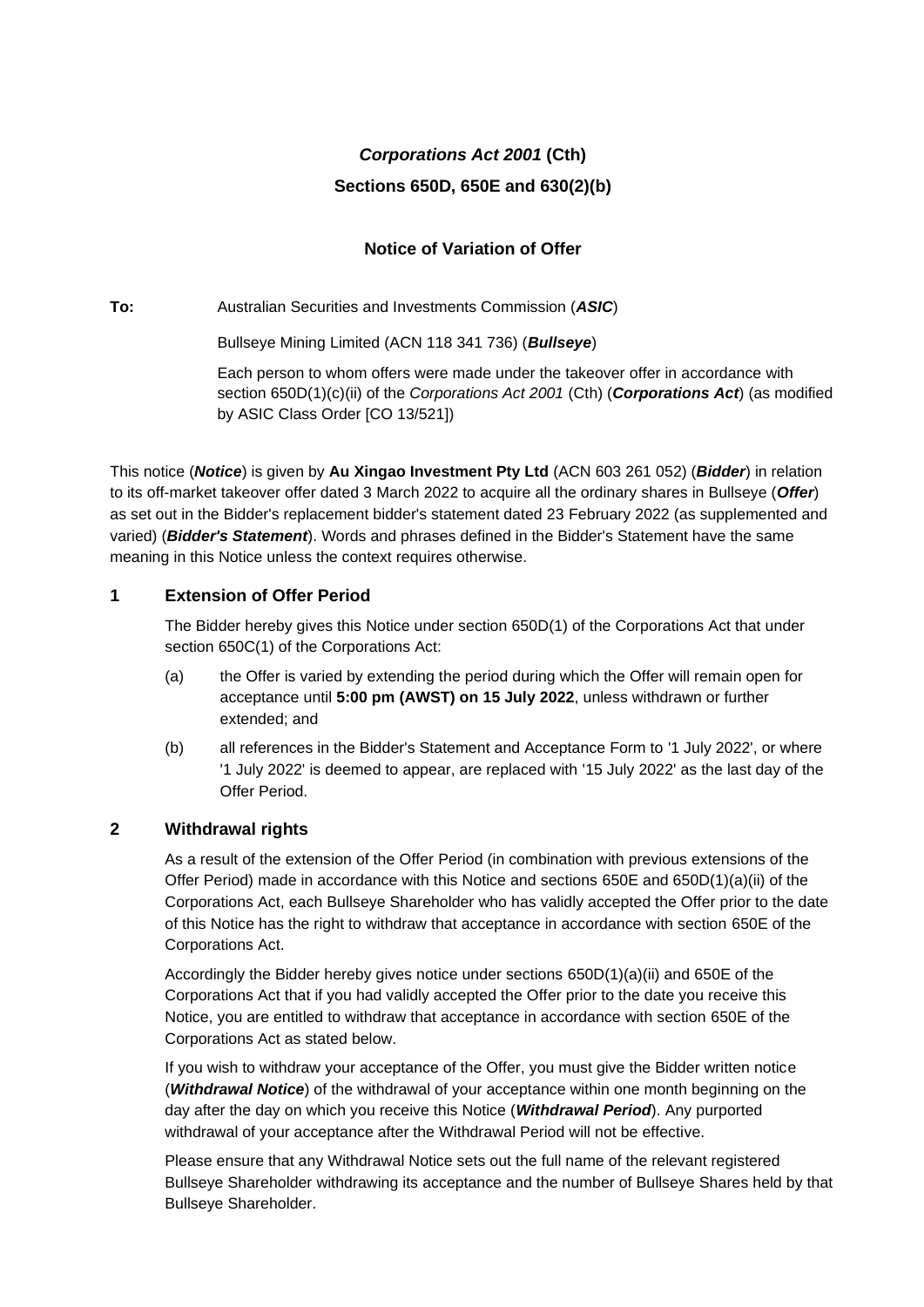***Corporations Act 2001*** **(Cth)**

**Sections 650D, 650E and 630(2)(b)**

**Notice of Variation of Offer**

**To:** Australian Securities and Investments Commission (***ASIC***)

Bullseye Mining Limited (ACN 118 341 736) (***Bullseye***)

Each person to whom offers were made under the takeover offer in accordance with section 650D(1)(c)(ii) of the *Corporations Act 2001* (Cth) (***Corporations Act***) (as modified by ASIC Class Order [CO 13/521])

This notice (***Notice***) is given by **Au Xingao Investment Pty Ltd** (ACN 603 261 052) (***Bidder***) in relation to its off-market takeover offer dated 3 March 2022 to acquire all the ordinary shares in Bullseye (***Offer***) as set out in the Bidder's replacement bidder's statement dated 23 February 2022 (as supplemented and varied) (***Bidder's Statement***). Words and phrases defined in the Bidder's Statement have the same meaning in this Notice unless the context requires otherwise.

## 1 Extension of Offer Period

The Bidder hereby gives this Notice under section 650D(1) of the Corporations Act that under section 650C(1) of the Corporations Act:

(a) the Offer is varied by extending the period during which the Offer will remain open for acceptance until **5:00 pm (AWST) on 15 July 2022**, unless withdrawn or further extended; and

(b) all references in the Bidder's Statement and Acceptance Form to '1 July 2022', or where '1 July 2022' is deemed to appear, are replaced with '15 July 2022' as the last day of the Offer Period.

## 2 Withdrawal rights

As a result of the extension of the Offer Period (in combination with previous extensions of the Offer Period) made in accordance with this Notice and sections 650E and 650D(1)(a)(ii) of the Corporations Act, each Bullseye Shareholder who has validly accepted the Offer prior to the date of this Notice has the right to withdraw that acceptance in accordance with section 650E of the Corporations Act.

Accordingly the Bidder hereby gives notice under sections 650D(1)(a)(ii) and 650E of the Corporations Act that if you had validly accepted the Offer prior to the date you receive this Notice, you are entitled to withdraw that acceptance in accordance with section 650E of the Corporations Act as stated below.

If you wish to withdraw your acceptance of the Offer, you must give the Bidder written notice (***Withdrawal Notice***) of the withdrawal of your acceptance within one month beginning on the day after the day on which you receive this Notice (***Withdrawal Period***). Any purported withdrawal of your acceptance after the Withdrawal Period will not be effective.

Please ensure that any Withdrawal Notice sets out the full name of the relevant registered Bullseye Shareholder withdrawing its acceptance and the number of Bullseye Shares held by that Bullseye Shareholder.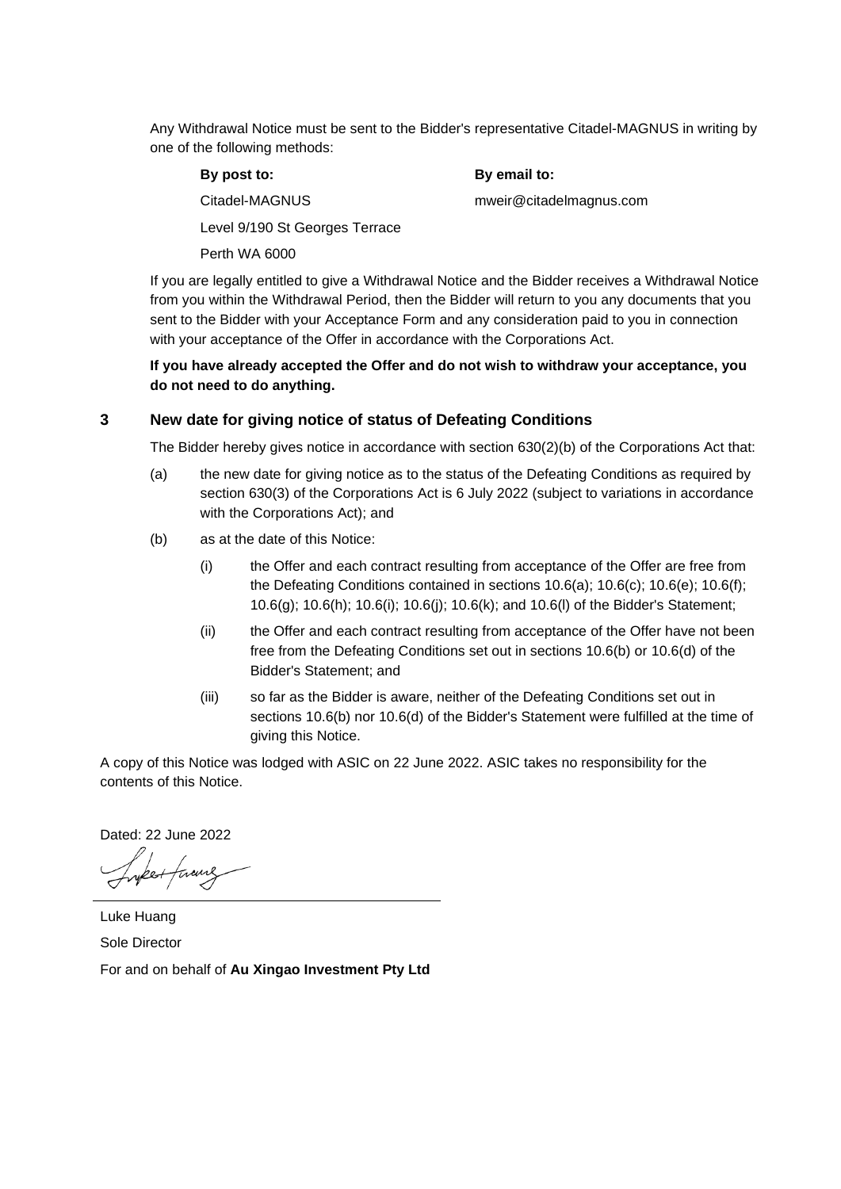Any Withdrawal Notice must be sent to the Bidder's representative Citadel-MAGNUS in writing by one of the following methods:

**By post to:**

Citadel-MAGNUS

Level 9/190 St Georges Terrace

Perth WA 6000

**By email to:**

mweir@citadelmagnus.com

If you are legally entitled to give a Withdrawal Notice and the Bidder receives a Withdrawal Notice from you within the Withdrawal Period, then the Bidder will return to you any documents that you sent to the Bidder with your Acceptance Form and any consideration paid to you in connection with your acceptance of the Offer in accordance with the Corporations Act.

**If you have already accepted the Offer and do not wish to withdraw your acceptance, you do not need to do anything.**

## 3 New date for giving notice of status of Defeating Conditions

The Bidder hereby gives notice in accordance with section 630(2)(b) of the Corporations Act that:

(a) the new date for giving notice as to the status of the Defeating Conditions as required by section 630(3) of the Corporations Act is 6 July 2022 (subject to variations in accordance with the Corporations Act); and

(b) as at the date of this Notice:

(i) the Offer and each contract resulting from acceptance of the Offer are free from the Defeating Conditions contained in sections 10.6(a); 10.6(c); 10.6(e); 10.6(f); 10.6(g); 10.6(h); 10.6(i); 10.6(j); 10.6(k); and 10.6(l) of the Bidder's Statement;

(ii) the Offer and each contract resulting from acceptance of the Offer have not been free from the Defeating Conditions set out in sections 10.6(b) or 10.6(d) of the Bidder's Statement; and

(iii) so far as the Bidder is aware, neither of the Defeating Conditions set out in sections 10.6(b) nor 10.6(d) of the Bidder's Statement were fulfilled at the time of giving this Notice.

A copy of this Notice was lodged with ASIC on 22 June 2022. ASIC takes no responsibility for the contents of this Notice.

Dated: 22 June 2022

Luke Huang

Sole Director

For and on behalf of **Au Xingao Investment Pty Ltd**